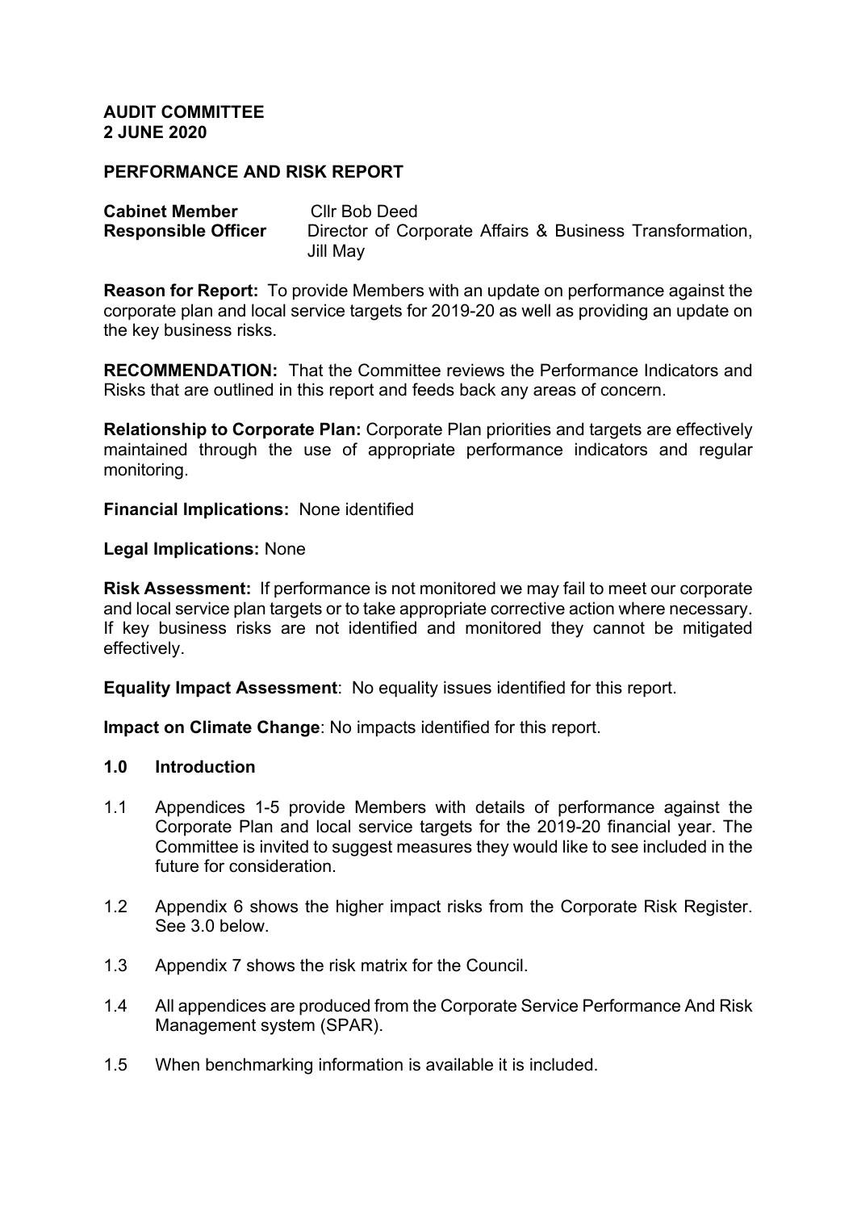**AUDIT COMMITTEE**
**2 JUNE 2020**

**PERFORMANCE AND RISK REPORT**

**Cabinet Member** Cllr Bob Deed
**Responsible Officer** Director of Corporate Affairs & Business Transformation, Jill May

**Reason for Report:** To provide Members with an update on performance against the corporate plan and local service targets for 2019-20 as well as providing an update on the key business risks.

**RECOMMENDATION:** That the Committee reviews the Performance Indicators and Risks that are outlined in this report and feeds back any areas of concern.

**Relationship to Corporate Plan:** Corporate Plan priorities and targets are effectively maintained through the use of appropriate performance indicators and regular monitoring.

**Financial Implications:** None identified

**Legal Implications:** None

**Risk Assessment:** If performance is not monitored we may fail to meet our corporate and local service plan targets or to take appropriate corrective action where necessary. If key business risks are not identified and monitored they cannot be mitigated effectively.

**Equality Impact Assessment**: No equality issues identified for this report.

**Impact on Climate Change**: No impacts identified for this report.

## 1.0 Introduction

1.1 Appendices 1-5 provide Members with details of performance against the Corporate Plan and local service targets for the 2019-20 financial year. The Committee is invited to suggest measures they would like to see included in the future for consideration.

1.2 Appendix 6 shows the higher impact risks from the Corporate Risk Register. See 3.0 below.

1.3 Appendix 7 shows the risk matrix for the Council.

1.4 All appendices are produced from the Corporate Service Performance And Risk Management system (SPAR).

1.5 When benchmarking information is available it is included.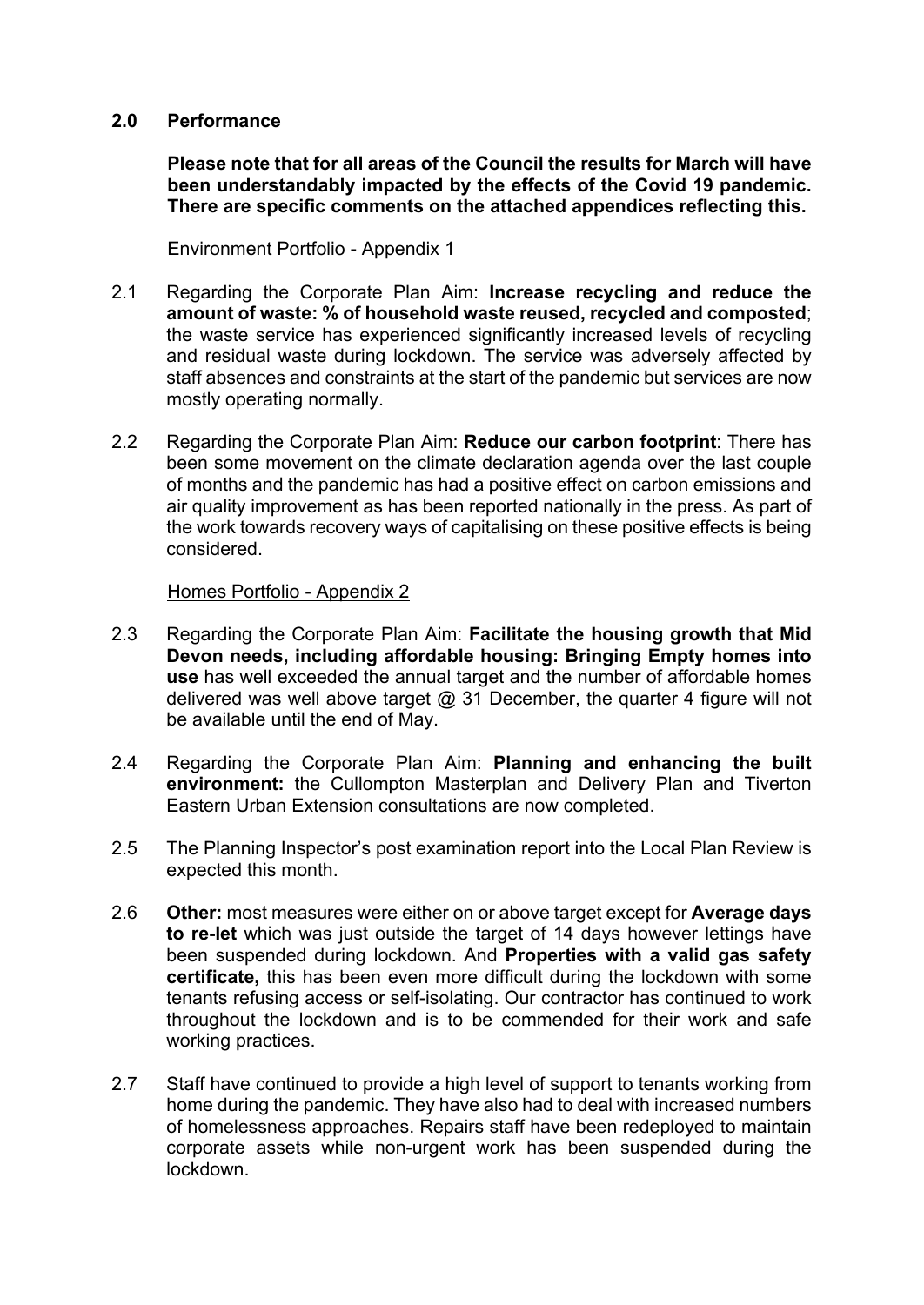## 2.0 Performance

**Please note that for all areas of the Council the results for March will have been understandably impacted by the effects of the Covid 19 pandemic. There are specific comments on the attached appendices reflecting this.**

Environment Portfolio - Appendix 1

2.1 Regarding the Corporate Plan Aim: **Increase recycling and reduce the amount of waste: % of household waste reused, recycled and composted**; the waste service has experienced significantly increased levels of recycling and residual waste during lockdown. The service was adversely affected by staff absences and constraints at the start of the pandemic but services are now mostly operating normally.

2.2 Regarding the Corporate Plan Aim: **Reduce our carbon footprint**: There has been some movement on the climate declaration agenda over the last couple of months and the pandemic has had a positive effect on carbon emissions and air quality improvement as has been reported nationally in the press. As part of the work towards recovery ways of capitalising on these positive effects is being considered.

Homes Portfolio - Appendix 2

2.3 Regarding the Corporate Plan Aim: **Facilitate the housing growth that Mid Devon needs, including affordable housing: Bringing Empty homes into use** has well exceeded the annual target and the number of affordable homes delivered was well above target @ 31 December, the quarter 4 figure will not be available until the end of May.

2.4 Regarding the Corporate Plan Aim: **Planning and enhancing the built environment:** the Cullompton Masterplan and Delivery Plan and Tiverton Eastern Urban Extension consultations are now completed.

2.5 The Planning Inspector's post examination report into the Local Plan Review is expected this month.

2.6 **Other:** most measures were either on or above target except for **Average days to re-let** which was just outside the target of 14 days however lettings have been suspended during lockdown. And **Properties with a valid gas safety certificate,** this has been even more difficult during the lockdown with some tenants refusing access or self-isolating. Our contractor has continued to work throughout the lockdown and is to be commended for their work and safe working practices.

2.7 Staff have continued to provide a high level of support to tenants working from home during the pandemic. They have also had to deal with increased numbers of homelessness approaches. Repairs staff have been redeployed to maintain corporate assets while non-urgent work has been suspended during the lockdown.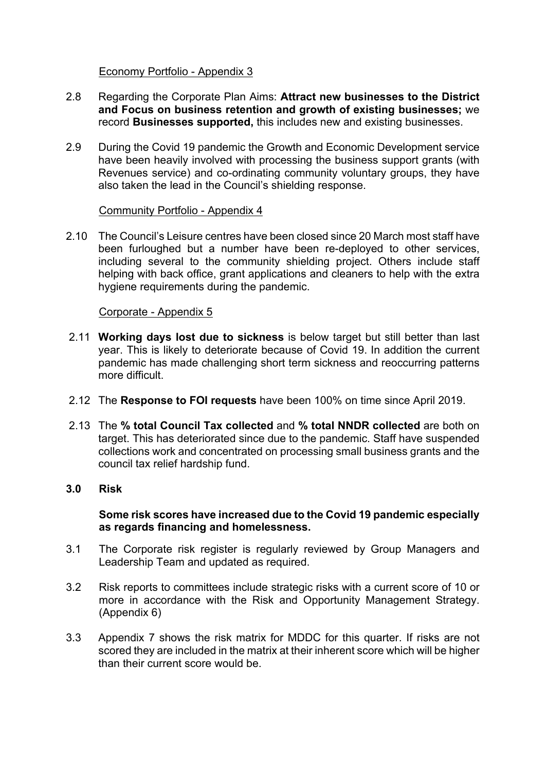Economy Portfolio - Appendix 3

2.8 Regarding the Corporate Plan Aims: **Attract new businesses to the District and Focus on business retention and growth of existing businesses;** we record **Businesses supported,** this includes new and existing businesses.

2.9 During the Covid 19 pandemic the Growth and Economic Development service have been heavily involved with processing the business support grants (with Revenues service) and co-ordinating community voluntary groups, they have also taken the lead in the Council's shielding response.

Community Portfolio - Appendix 4

2.10 The Council's Leisure centres have been closed since 20 March most staff have been furloughed but a number have been re-deployed to other services, including several to the community shielding project. Others include staff helping with back office, grant applications and cleaners to help with the extra hygiene requirements during the pandemic.

Corporate - Appendix 5

2.11 **Working days lost due to sickness** is below target but still better than last year. This is likely to deteriorate because of Covid 19. In addition the current pandemic has made challenging short term sickness and reoccurring patterns more difficult.

2.12 The **Response to FOI requests** have been 100% on time since April 2019.

2.13 The **% total Council Tax collected** and **% total NNDR collected** are both on target. This has deteriorated since due to the pandemic. Staff have suspended collections work and concentrated on processing small business grants and the council tax relief hardship fund.

## 3.0 Risk

**Some risk scores have increased due to the Covid 19 pandemic especially as regards financing and homelessness.**

3.1 The Corporate risk register is regularly reviewed by Group Managers and Leadership Team and updated as required.

3.2 Risk reports to committees include strategic risks with a current score of 10 or more in accordance with the Risk and Opportunity Management Strategy. (Appendix 6)

3.3 Appendix 7 shows the risk matrix for MDDC for this quarter. If risks are not scored they are included in the matrix at their inherent score which will be higher than their current score would be.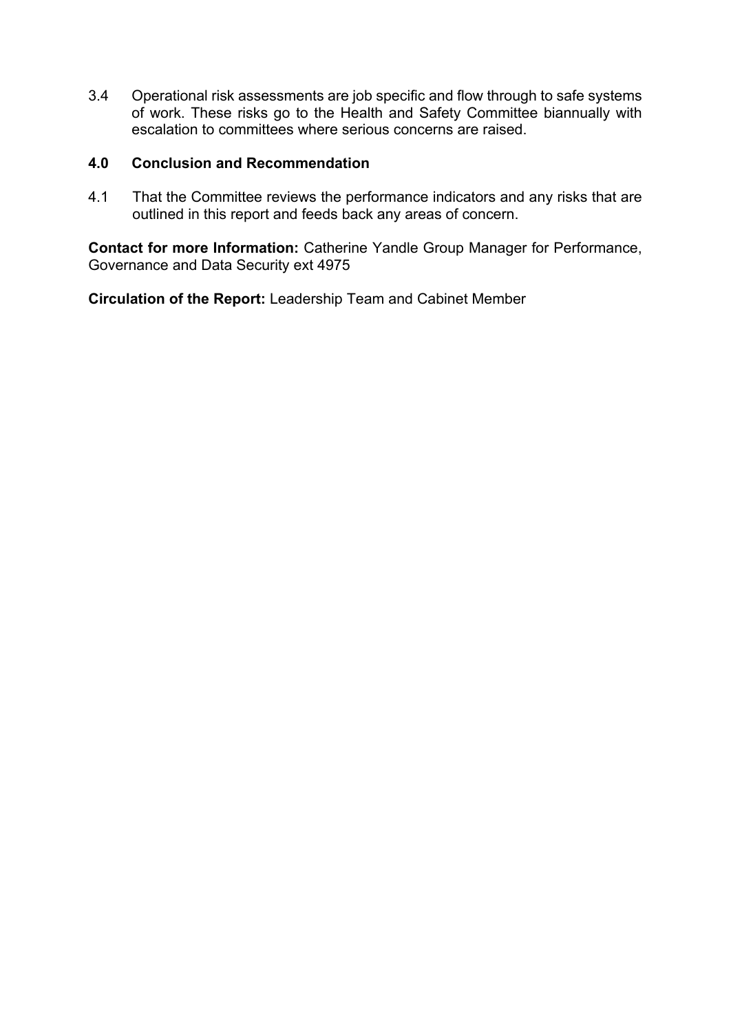3.4 Operational risk assessments are job specific and flow through to safe systems of work. These risks go to the Health and Safety Committee biannually with escalation to committees where serious concerns are raised.

## 4.0 Conclusion and Recommendation

4.1 That the Committee reviews the performance indicators and any risks that are outlined in this report and feeds back any areas of concern.

**Contact for more Information:** Catherine Yandle Group Manager for Performance, Governance and Data Security ext 4975

**Circulation of the Report:** Leadership Team and Cabinet Member